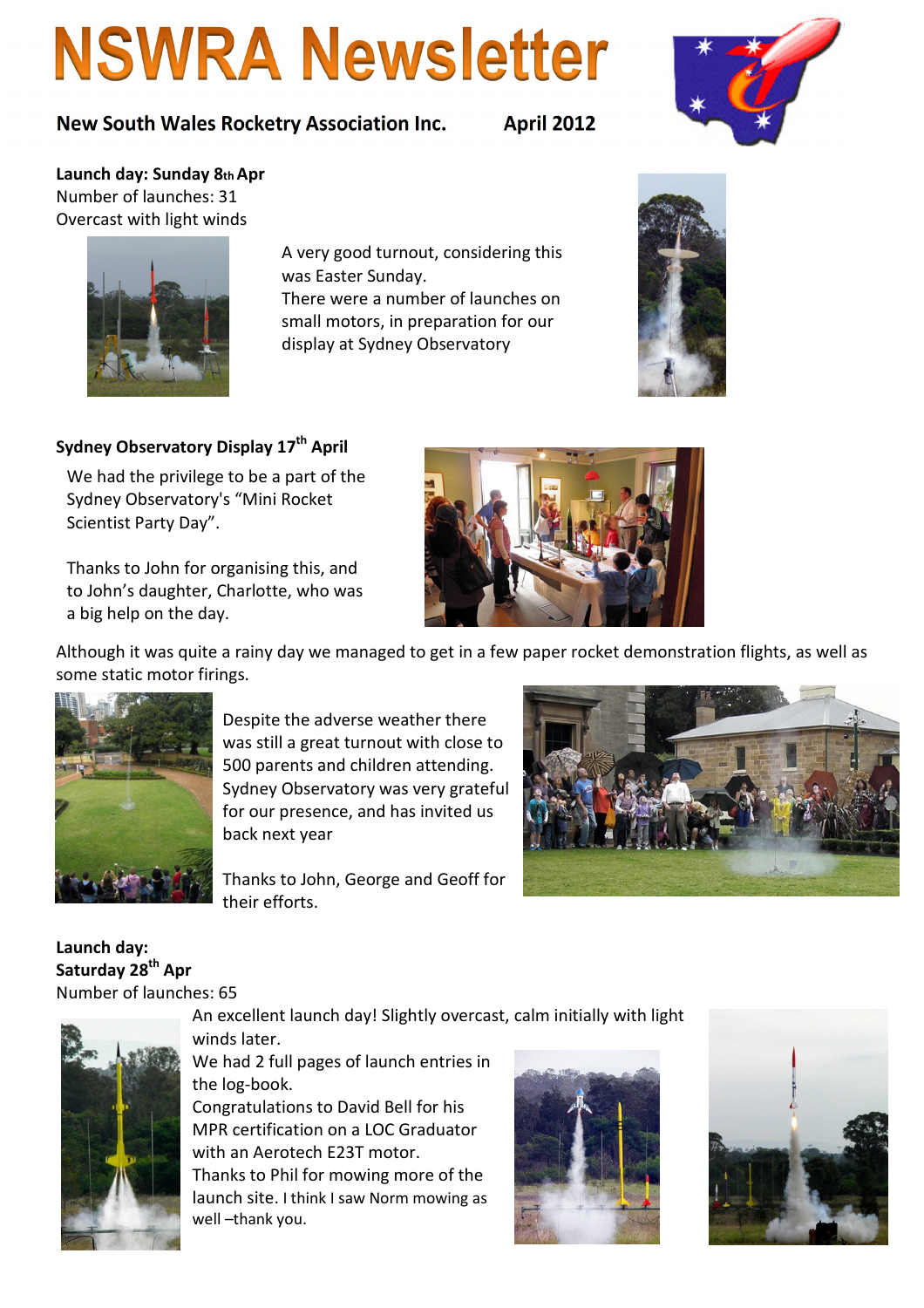# NSWRA Newsletter

**New South Wales Rocketry Association Inc.** **April 2012**

**Launch day: Sunday 8th Apr**
Number of launches: 31
Overcast with light winds

A very good turnout, considering this was Easter Sunday.
There were a number of launches on small motors, in preparation for our display at Sydney Observatory

## Sydney Observatory Display 17th April

We had the privilege to be a part of the Sydney Observatory's "Mini Rocket Scientist Party Day".

Thanks to John for organising this, and to John's daughter, Charlotte, who was a big help on the day.

Although it was quite a rainy day we managed to get in a few paper rocket demonstration flights, as well as some static motor firings.

Despite the adverse weather there was still a great turnout with close to 500 parents and children attending. Sydney Observatory was very grateful for our presence, and has invited us back next year

Thanks to John, George and Geoff for their efforts.

**Launch day:**
**Saturday 28th Apr**
Number of launches: 65

An excellent launch day! Slightly overcast, calm initially with light winds later.
We had 2 full pages of launch entries in the log-book.
Congratulations to David Bell for his MPR certification on a LOC Graduator with an Aerotech E23T motor.
Thanks to Phil for mowing more of the launch site. I think I saw Norm mowing as well –thank you.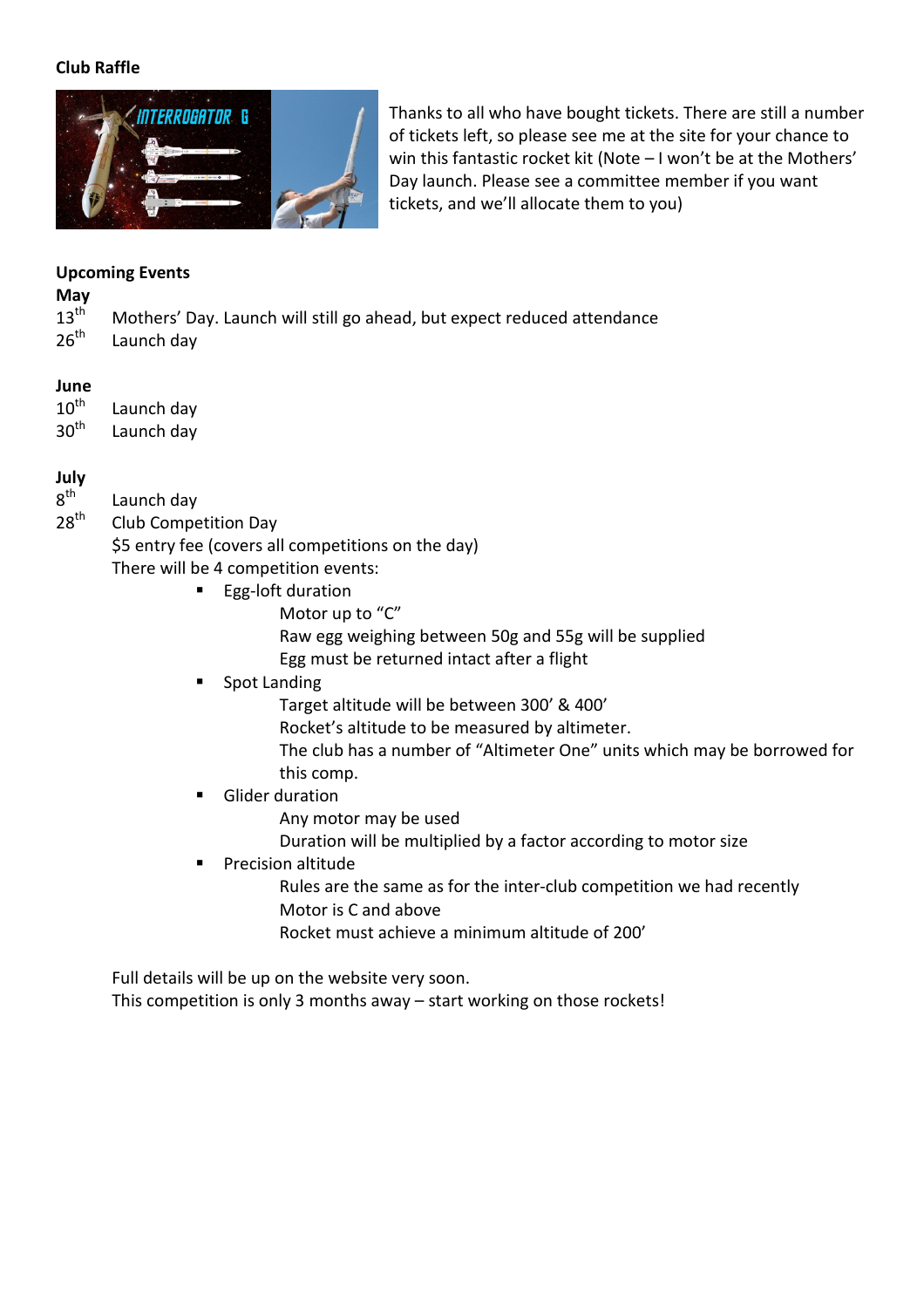**Club Raffle**

Thanks to all who have bought tickets. There are still a number of tickets left, so please see me at the site for your chance to win this fantastic rocket kit (Note – I won't be at the Mothers' Day launch. Please see a committee member if you want tickets, and we'll allocate them to you)

**Upcoming Events**

**May**

13th Mothers' Day. Launch will still go ahead, but expect reduced attendance

26th Launch day

**June**

10th Launch day

30th Launch day

**July**

8th Launch day

28th Club Competition Day

$5 entry fee (covers all competitions on the day)

There will be 4 competition events:

- Egg-loft duration
  - Motor up to "C"
  - Raw egg weighing between 50g and 55g will be supplied
  - Egg must be returned intact after a flight
- Spot Landing
  - Target altitude will be between 300' & 400'
  - Rocket's altitude to be measured by altimeter.
  - The club has a number of "Altimeter One" units which may be borrowed for this comp.
- Glider duration
  - Any motor may be used
  - Duration will be multiplied by a factor according to motor size
- Precision altitude
  - Rules are the same as for the inter-club competition we had recently
  - Motor is C and above
  - Rocket must achieve a minimum altitude of 200'

Full details will be up on the website very soon.

This competition is only 3 months away – start working on those rockets!